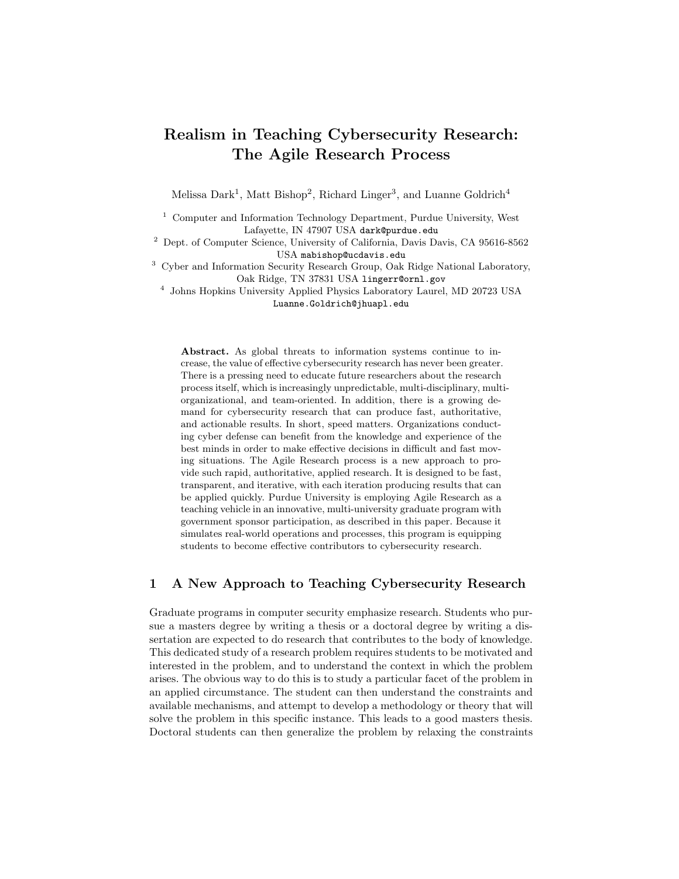# Realism in Teaching Cybersecurity Research: The Agile Research Process

Melissa Dark[1], Matt Bishop[2], Richard Linger[3], and Luanne Goldrich[4]

[1] Computer and Information Technology Department, Purdue University, West Lafayette, IN 47907 USA dark@purdue.edu

[2] Dept. of Computer Science, University of California, Davis Davis, CA 95616-8562 USA mabishop@ucdavis.edu

[3] Cyber and Information Security Research Group, Oak Ridge National Laboratory, Oak Ridge, TN 37831 USA lingerr@ornl.gov

[4] Johns Hopkins University Applied Physics Laboratory Laurel, MD 20723 USA Luanne.Goldrich@jhuapl.edu

**Abstract.** As global threats to information systems continue to increase, the value of effective cybersecurity research has never been greater. There is a pressing need to educate future researchers about the research process itself, which is increasingly unpredictable, multi-disciplinary, multi-organizational, and team-oriented. In addition, there is a growing demand for cybersecurity research that can produce fast, authoritative, and actionable results. In short, speed matters. Organizations conducting cyber defense can benefit from the knowledge and experience of the best minds in order to make effective decisions in difficult and fast moving situations. The Agile Research process is a new approach to provide such rapid, authoritative, applied research. It is designed to be fast, transparent, and iterative, with each iteration producing results that can be applied quickly. Purdue University is employing Agile Research as a teaching vehicle in an innovative, multi-university graduate program with government sponsor participation, as described in this paper. Because it simulates real-world operations and processes, this program is equipping students to become effective contributors to cybersecurity research.

## 1 A New Approach to Teaching Cybersecurity Research

Graduate programs in computer security emphasize research. Students who pursue a masters degree by writing a thesis or a doctoral degree by writing a dissertation are expected to do research that contributes to the body of knowledge. This dedicated study of a research problem requires students to be motivated and interested in the problem, and to understand the context in which the problem arises. The obvious way to do this is to study a particular facet of the problem in an applied circumstance. The student can then understand the constraints and available mechanisms, and attempt to develop a methodology or theory that will solve the problem in this specific instance. This leads to a good masters thesis. Doctoral students can then generalize the problem by relaxing the constraints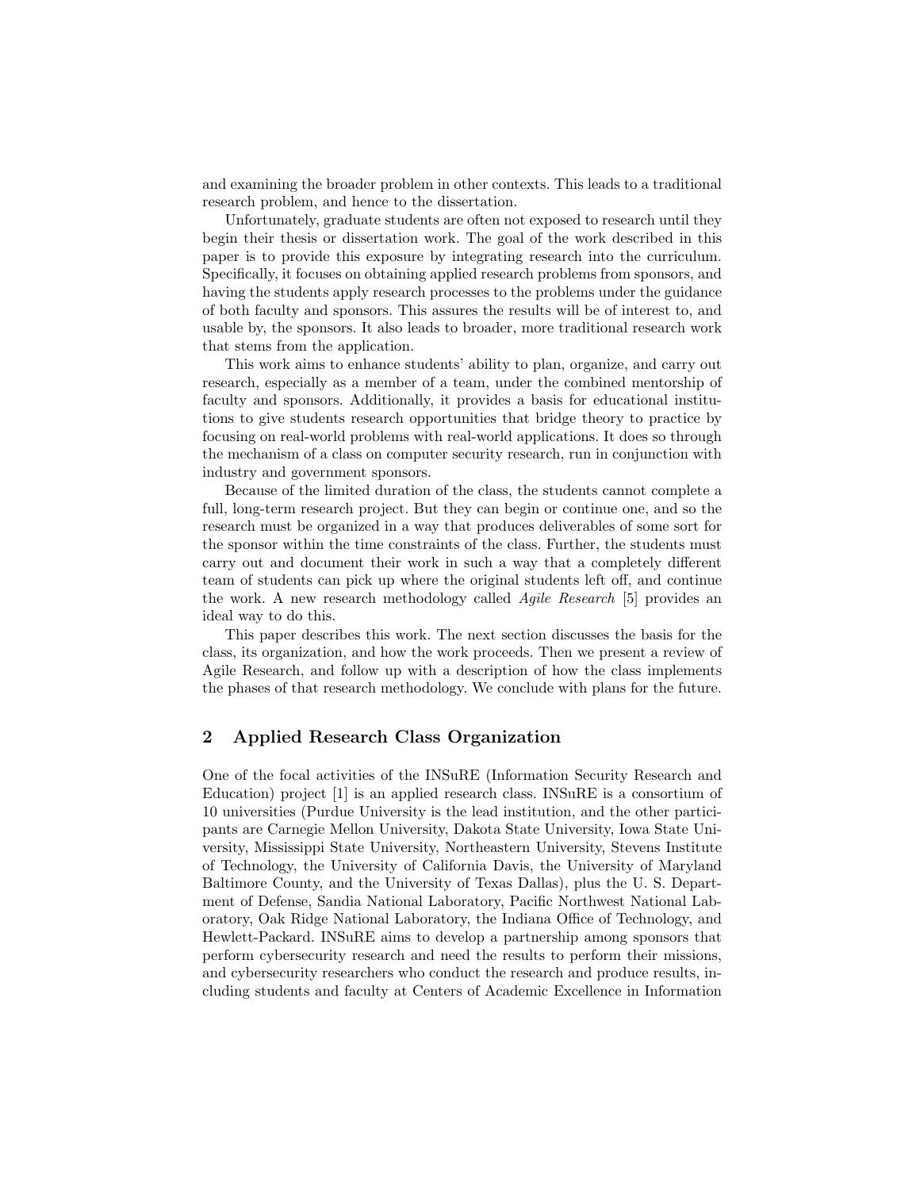and examining the broader problem in other contexts. This leads to a traditional research problem, and hence to the dissertation.

Unfortunately, graduate students are often not exposed to research until they begin their thesis or dissertation work. The goal of the work described in this paper is to provide this exposure by integrating research into the curriculum. Specifically, it focuses on obtaining applied research problems from sponsors, and having the students apply research processes to the problems under the guidance of both faculty and sponsors. This assures the results will be of interest to, and usable by, the sponsors. It also leads to broader, more traditional research work that stems from the application.

This work aims to enhance students' ability to plan, organize, and carry out research, especially as a member of a team, under the combined mentorship of faculty and sponsors. Additionally, it provides a basis for educational institutions to give students research opportunities that bridge theory to practice by focusing on real-world problems with real-world applications. It does so through the mechanism of a class on computer security research, run in conjunction with industry and government sponsors.

Because of the limited duration of the class, the students cannot complete a full, long-term research project. But they can begin or continue one, and so the research must be organized in a way that produces deliverables of some sort for the sponsor within the time constraints of the class. Further, the students must carry out and document their work in such a way that a completely different team of students can pick up where the original students left off, and continue the work. A new research methodology called *Agile Research* [5] provides an ideal way to do this.

This paper describes this work. The next section discusses the basis for the class, its organization, and how the work proceeds. Then we present a review of Agile Research, and follow up with a description of how the class implements the phases of that research methodology. We conclude with plans for the future.

## 2 Applied Research Class Organization

One of the focal activities of the INSuRE (Information Security Research and Education) project [1] is an applied research class. INSuRE is a consortium of 10 universities (Purdue University is the lead institution, and the other participants are Carnegie Mellon University, Dakota State University, Iowa State University, Mississippi State University, Northeastern University, Stevens Institute of Technology, the University of California Davis, the University of Maryland Baltimore County, and the University of Texas Dallas), plus the U. S. Department of Defense, Sandia National Laboratory, Pacific Northwest National Laboratory, Oak Ridge National Laboratory, the Indiana Office of Technology, and Hewlett-Packard. INSuRE aims to develop a partnership among sponsors that perform cybersecurity research and need the results to perform their missions, and cybersecurity researchers who conduct the research and produce results, including students and faculty at Centers of Academic Excellence in Information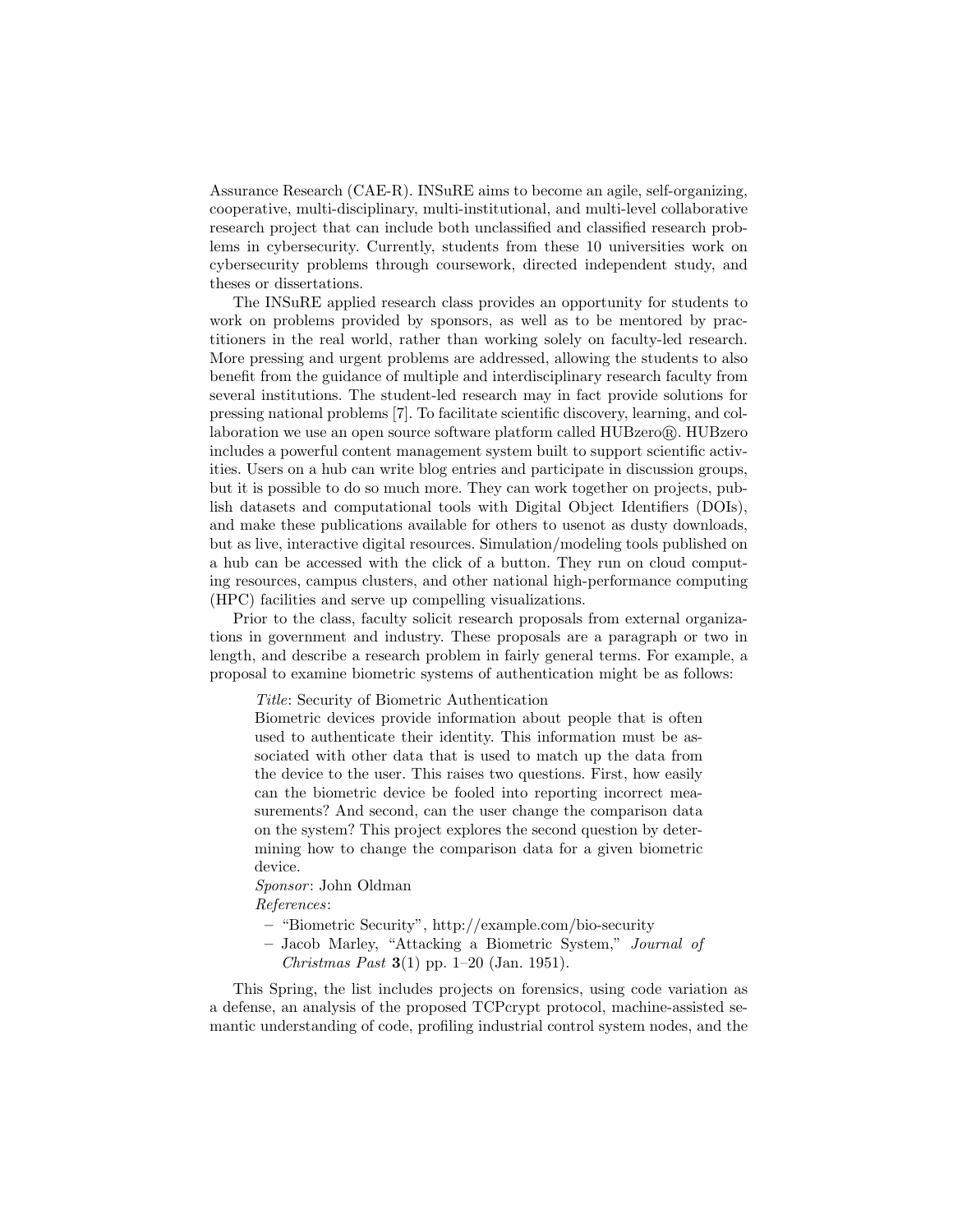Assurance Research (CAE-R). INSuRE aims to become an agile, self-organizing, cooperative, multi-disciplinary, multi-institutional, and multi-level collaborative research project that can include both unclassified and classified research problems in cybersecurity. Currently, students from these 10 universities work on cybersecurity problems through coursework, directed independent study, and theses or dissertations.

The INSuRE applied research class provides an opportunity for students to work on problems provided by sponsors, as well as to be mentored by practitioners in the real world, rather than working solely on faculty-led research. More pressing and urgent problems are addressed, allowing the students to also benefit from the guidance of multiple and interdisciplinary research faculty from several institutions. The student-led research may in fact provide solutions for pressing national problems [7]. To facilitate scientific discovery, learning, and collaboration we use an open source software platform called HUBzero®. HUBzero includes a powerful content management system built to support scientific activities. Users on a hub can write blog entries and participate in discussion groups, but it is possible to do so much more. They can work together on projects, publish datasets and computational tools with Digital Object Identifiers (DOIs), and make these publications available for others to usenot as dusty downloads, but as live, interactive digital resources. Simulation/modeling tools published on a hub can be accessed with the click of a button. They run on cloud computing resources, campus clusters, and other national high-performance computing (HPC) facilities and serve up compelling visualizations.

Prior to the class, faculty solicit research proposals from external organizations in government and industry. These proposals are a paragraph or two in length, and describe a research problem in fairly general terms. For example, a proposal to examine biometric systems of authentication might be as follows:

> *Title*: Security of Biometric Authentication
> Biometric devices provide information about people that is often used to authenticate their identity. This information must be associated with other data that is used to match up the data from the device to the user. This raises two questions. First, how easily can the biometric device be fooled into reporting incorrect measurements? And second, can the user change the comparison data on the system? This project explores the second question by determining how to change the comparison data for a given biometric device.
> *Sponsor*: John Oldman
> *References*:
> – "Biometric Security", http://example.com/bio-security
> – Jacob Marley, "Attacking a Biometric System," *Journal of Christmas Past* **3**(1) pp. 1–20 (Jan. 1951).

This Spring, the list includes projects on forensics, using code variation as a defense, an analysis of the proposed TCPcrypt protocol, machine-assisted semantic understanding of code, profiling industrial control system nodes, and the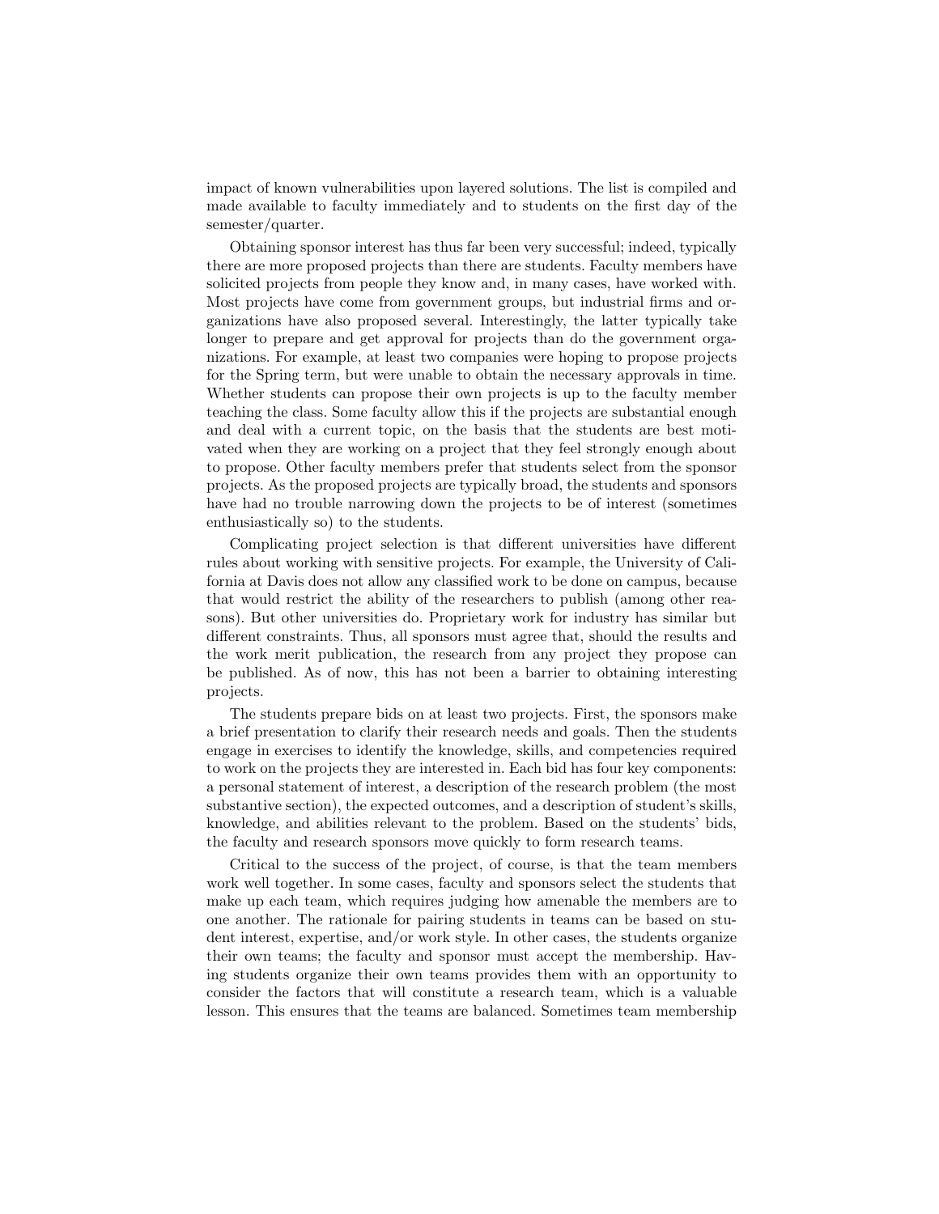impact of known vulnerabilities upon layered solutions. The list is compiled and made available to faculty immediately and to students on the first day of the semester/quarter.

Obtaining sponsor interest has thus far been very successful; indeed, typically there are more proposed projects than there are students. Faculty members have solicited projects from people they know and, in many cases, have worked with. Most projects have come from government groups, but industrial firms and organizations have also proposed several. Interestingly, the latter typically take longer to prepare and get approval for projects than do the government organizations. For example, at least two companies were hoping to propose projects for the Spring term, but were unable to obtain the necessary approvals in time. Whether students can propose their own projects is up to the faculty member teaching the class. Some faculty allow this if the projects are substantial enough and deal with a current topic, on the basis that the students are best motivated when they are working on a project that they feel strongly enough about to propose. Other faculty members prefer that students select from the sponsor projects. As the proposed projects are typically broad, the students and sponsors have had no trouble narrowing down the projects to be of interest (sometimes enthusiastically so) to the students.

Complicating project selection is that different universities have different rules about working with sensitive projects. For example, the University of California at Davis does not allow any classified work to be done on campus, because that would restrict the ability of the researchers to publish (among other reasons). But other universities do. Proprietary work for industry has similar but different constraints. Thus, all sponsors must agree that, should the results and the work merit publication, the research from any project they propose can be published. As of now, this has not been a barrier to obtaining interesting projects.

The students prepare bids on at least two projects. First, the sponsors make a brief presentation to clarify their research needs and goals. Then the students engage in exercises to identify the knowledge, skills, and competencies required to work on the projects they are interested in. Each bid has four key components: a personal statement of interest, a description of the research problem (the most substantive section), the expected outcomes, and a description of student's skills, knowledge, and abilities relevant to the problem. Based on the students' bids, the faculty and research sponsors move quickly to form research teams.

Critical to the success of the project, of course, is that the team members work well together. In some cases, faculty and sponsors select the students that make up each team, which requires judging how amenable the members are to one another. The rationale for pairing students in teams can be based on student interest, expertise, and/or work style. In other cases, the students organize their own teams; the faculty and sponsor must accept the membership. Having students organize their own teams provides them with an opportunity to consider the factors that will constitute a research team, which is a valuable lesson. This ensures that the teams are balanced. Sometimes team membership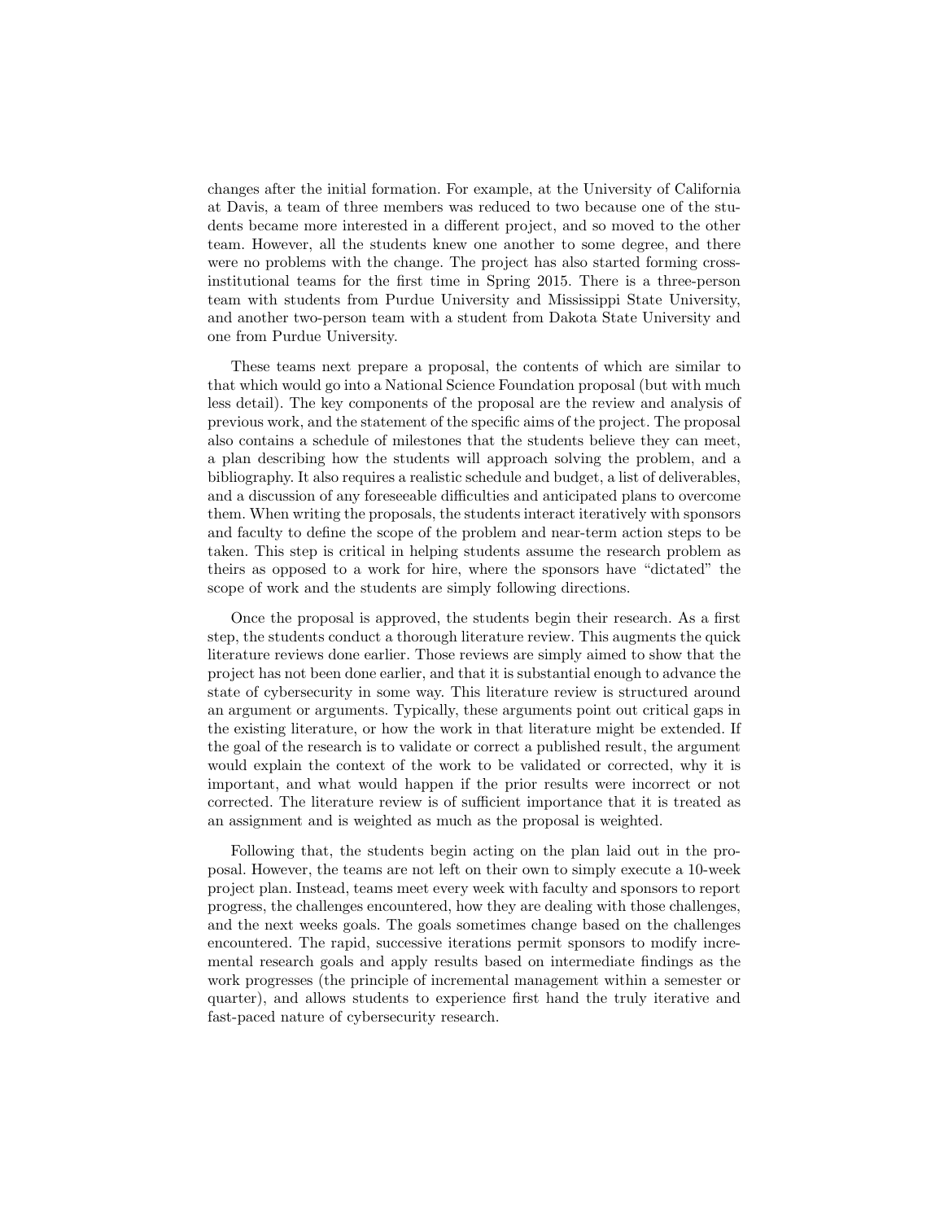changes after the initial formation. For example, at the University of California at Davis, a team of three members was reduced to two because one of the students became more interested in a different project, and so moved to the other team. However, all the students knew one another to some degree, and there were no problems with the change. The project has also started forming cross-institutional teams for the first time in Spring 2015. There is a three-person team with students from Purdue University and Mississippi State University, and another two-person team with a student from Dakota State University and one from Purdue University.

These teams next prepare a proposal, the contents of which are similar to that which would go into a National Science Foundation proposal (but with much less detail). The key components of the proposal are the review and analysis of previous work, and the statement of the specific aims of the project. The proposal also contains a schedule of milestones that the students believe they can meet, a plan describing how the students will approach solving the problem, and a bibliography. It also requires a realistic schedule and budget, a list of deliverables, and a discussion of any foreseeable difficulties and anticipated plans to overcome them. When writing the proposals, the students interact iteratively with sponsors and faculty to define the scope of the problem and near-term action steps to be taken. This step is critical in helping students assume the research problem as theirs as opposed to a work for hire, where the sponsors have "dictated" the scope of work and the students are simply following directions.

Once the proposal is approved, the students begin their research. As a first step, the students conduct a thorough literature review. This augments the quick literature reviews done earlier. Those reviews are simply aimed to show that the project has not been done earlier, and that it is substantial enough to advance the state of cybersecurity in some way. This literature review is structured around an argument or arguments. Typically, these arguments point out critical gaps in the existing literature, or how the work in that literature might be extended. If the goal of the research is to validate or correct a published result, the argument would explain the context of the work to be validated or corrected, why it is important, and what would happen if the prior results were incorrect or not corrected. The literature review is of sufficient importance that it is treated as an assignment and is weighted as much as the proposal is weighted.

Following that, the students begin acting on the plan laid out in the proposal. However, the teams are not left on their own to simply execute a 10-week project plan. Instead, teams meet every week with faculty and sponsors to report progress, the challenges encountered, how they are dealing with those challenges, and the next weeks goals. The goals sometimes change based on the challenges encountered. The rapid, successive iterations permit sponsors to modify incremental research goals and apply results based on intermediate findings as the work progresses (the principle of incremental management within a semester or quarter), and allows students to experience first hand the truly iterative and fast-paced nature of cybersecurity research.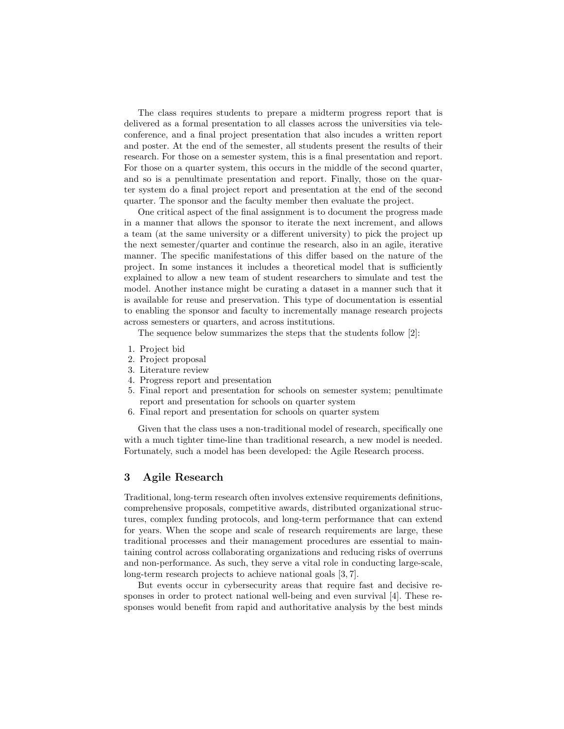The class requires students to prepare a midterm progress report that is delivered as a formal presentation to all classes across the universities via teleconference, and a final project presentation that also incudes a written report and poster. At the end of the semester, all students present the results of their research. For those on a semester system, this is a final presentation and report. For those on a quarter system, this occurs in the middle of the second quarter, and so is a penultimate presentation and report. Finally, those on the quarter system do a final project report and presentation at the end of the second quarter. The sponsor and the faculty member then evaluate the project.

One critical aspect of the final assignment is to document the progress made in a manner that allows the sponsor to iterate the next increment, and allows a team (at the same university or a different university) to pick the project up the next semester/quarter and continue the research, also in an agile, iterative manner. The specific manifestations of this differ based on the nature of the project. In some instances it includes a theoretical model that is sufficiently explained to allow a new team of student researchers to simulate and test the model. Another instance might be curating a dataset in a manner such that it is available for reuse and preservation. This type of documentation is essential to enabling the sponsor and faculty to incrementally manage research projects across semesters or quarters, and across institutions.

The sequence below summarizes the steps that the students follow [2]:

1. Project bid
2. Project proposal
3. Literature review
4. Progress report and presentation
5. Final report and presentation for schools on semester system; penultimate report and presentation for schools on quarter system
6. Final report and presentation for schools on quarter system

Given that the class uses a non-traditional model of research, specifically one with a much tighter time-line than traditional research, a new model is needed. Fortunately, such a model has been developed: the Agile Research process.

## 3 Agile Research

Traditional, long-term research often involves extensive requirements definitions, comprehensive proposals, competitive awards, distributed organizational structures, complex funding protocols, and long-term performance that can extend for years. When the scope and scale of research requirements are large, these traditional processes and their management procedures are essential to maintaining control across collaborating organizations and reducing risks of overruns and non-performance. As such, they serve a vital role in conducting large-scale, long-term research projects to achieve national goals [3, 7].

But events occur in cybersecurity areas that require fast and decisive responses in order to protect national well-being and even survival [4]. These responses would benefit from rapid and authoritative analysis by the best minds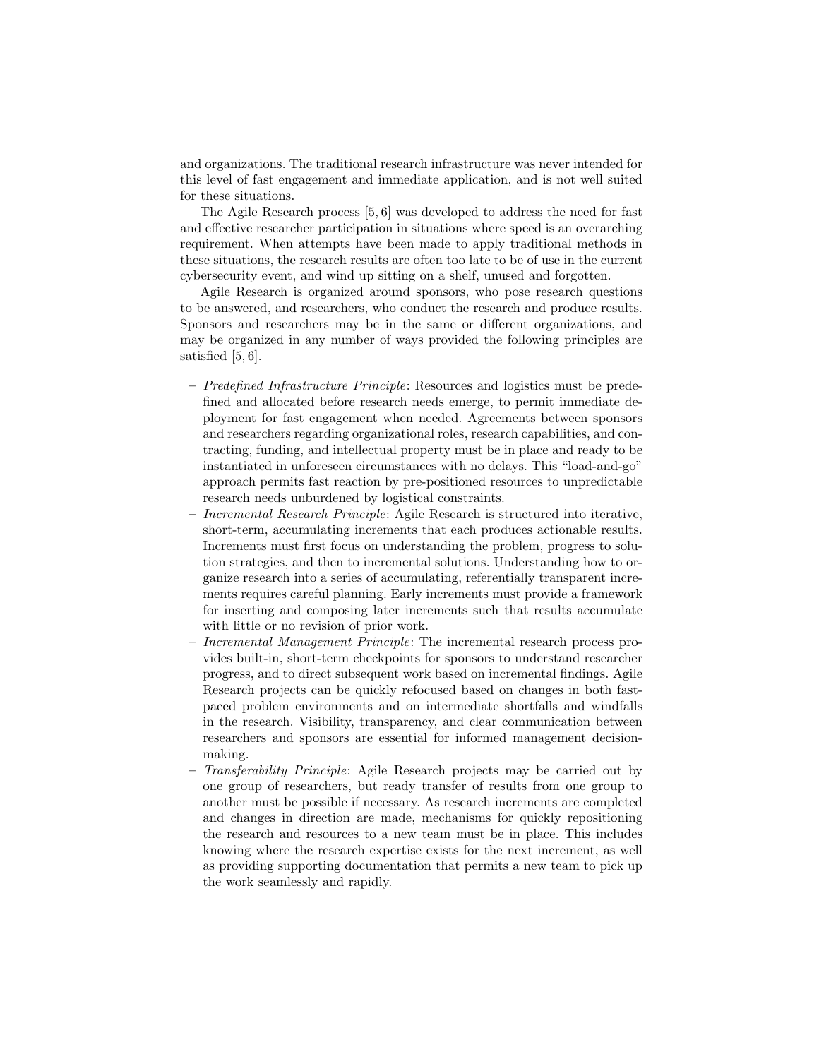and organizations. The traditional research infrastructure was never intended for this level of fast engagement and immediate application, and is not well suited for these situations.

The Agile Research process [5, 6] was developed to address the need for fast and effective researcher participation in situations where speed is an overarching requirement. When attempts have been made to apply traditional methods in these situations, the research results are often too late to be of use in the current cybersecurity event, and wind up sitting on a shelf, unused and forgotten.

Agile Research is organized around sponsors, who pose research questions to be answered, and researchers, who conduct the research and produce results. Sponsors and researchers may be in the same or different organizations, and may be organized in any number of ways provided the following principles are satisfied [5, 6].

- *Predefined Infrastructure Principle*: Resources and logistics must be predefined and allocated before research needs emerge, to permit immediate deployment for fast engagement when needed. Agreements between sponsors and researchers regarding organizational roles, research capabilities, and contracting, funding, and intellectual property must be in place and ready to be instantiated in unforeseen circumstances with no delays. This "load-and-go" approach permits fast reaction by pre-positioned resources to unpredictable research needs unburdened by logistical constraints.
- *Incremental Research Principle*: Agile Research is structured into iterative, short-term, accumulating increments that each produces actionable results. Increments must first focus on understanding the problem, progress to solution strategies, and then to incremental solutions. Understanding how to organize research into a series of accumulating, referentially transparent increments requires careful planning. Early increments must provide a framework for inserting and composing later increments such that results accumulate with little or no revision of prior work.
- *Incremental Management Principle*: The incremental research process provides built-in, short-term checkpoints for sponsors to understand researcher progress, and to direct subsequent work based on incremental findings. Agile Research projects can be quickly refocused based on changes in both fast-paced problem environments and on intermediate shortfalls and windfalls in the research. Visibility, transparency, and clear communication between researchers and sponsors are essential for informed management decision-making.
- *Transferability Principle*: Agile Research projects may be carried out by one group of researchers, but ready transfer of results from one group to another must be possible if necessary. As research increments are completed and changes in direction are made, mechanisms for quickly repositioning the research and resources to a new team must be in place. This includes knowing where the research expertise exists for the next increment, as well as providing supporting documentation that permits a new team to pick up the work seamlessly and rapidly.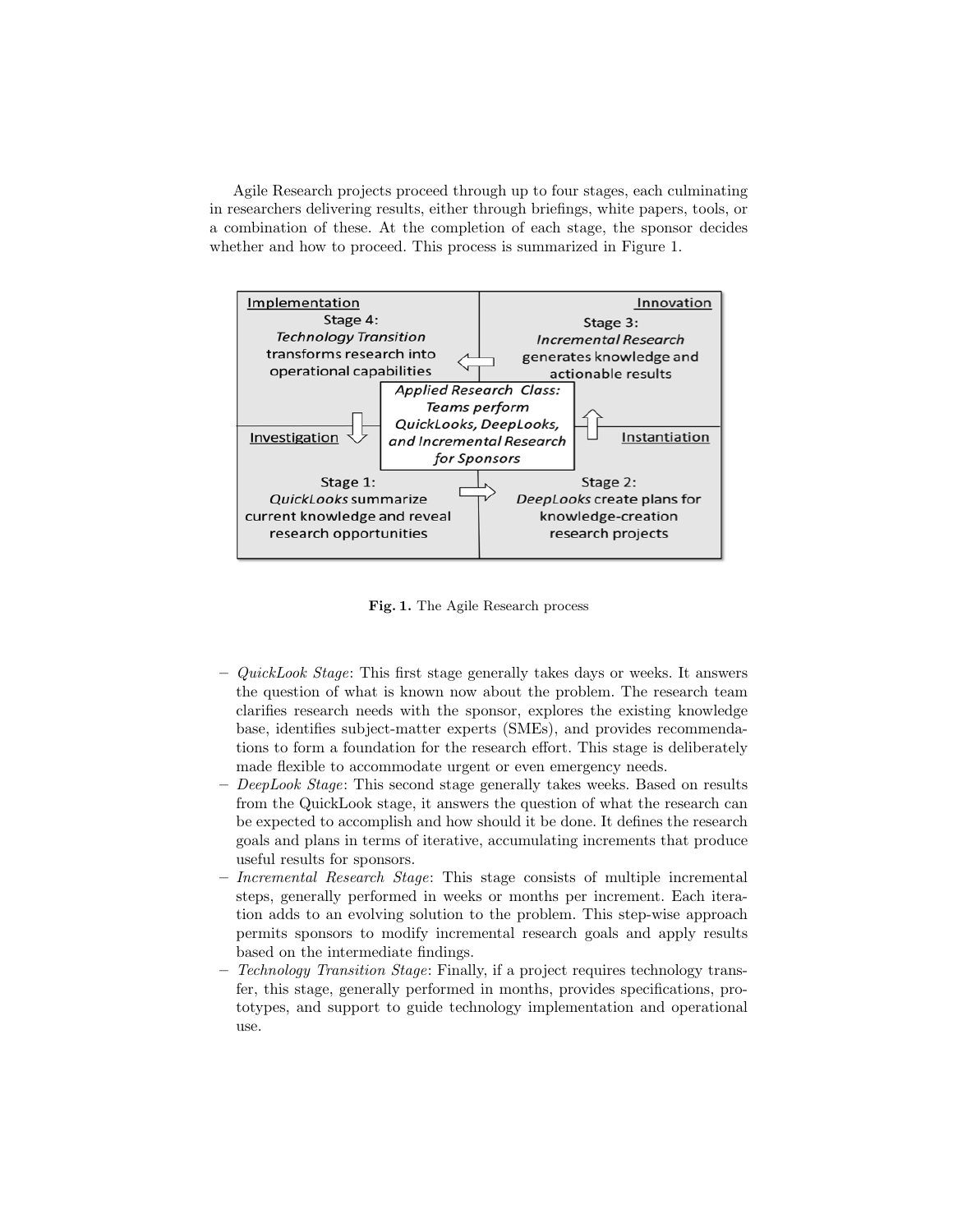Agile Research projects proceed through up to four stages, each culminating in researchers delivering results, either through briefings, white papers, tools, or a combination of these. At the completion of each stage, the sponsor decides whether and how to proceed. This process is summarized in Figure 1.

Implementation
Stage 4: *Technology Transition* transforms research into operational capabilities

Innovation
Stage 3: *Incremental Research* generates knowledge and actionable results

*Applied Research Class: Teams perform QuickLooks, DeepLooks, and Incremental Research for Sponsors*

Investigation
Stage 1: *QuickLooks* summarize current knowledge and reveal research opportunities

Instantiation
Stage 2: *DeepLooks* create plans for knowledge-creation research projects

**Fig. 1.** The Agile Research process

- *QuickLook Stage*: This first stage generally takes days or weeks. It answers the question of what is known now about the problem. The research team clarifies research needs with the sponsor, explores the existing knowledge base, identifies subject-matter experts (SMEs), and provides recommendations to form a foundation for the research effort. This stage is deliberately made flexible to accommodate urgent or even emergency needs.
- *DeepLook Stage*: This second stage generally takes weeks. Based on results from the QuickLook stage, it answers the question of what the research can be expected to accomplish and how should it be done. It defines the research goals and plans in terms of iterative, accumulating increments that produce useful results for sponsors.
- *Incremental Research Stage*: This stage consists of multiple incremental steps, generally performed in weeks or months per increment. Each iteration adds to an evolving solution to the problem. This step-wise approach permits sponsors to modify incremental research goals and apply results based on the intermediate findings.
- *Technology Transition Stage*: Finally, if a project requires technology transfer, this stage, generally performed in months, provides specifications, prototypes, and support to guide technology implementation and operational use.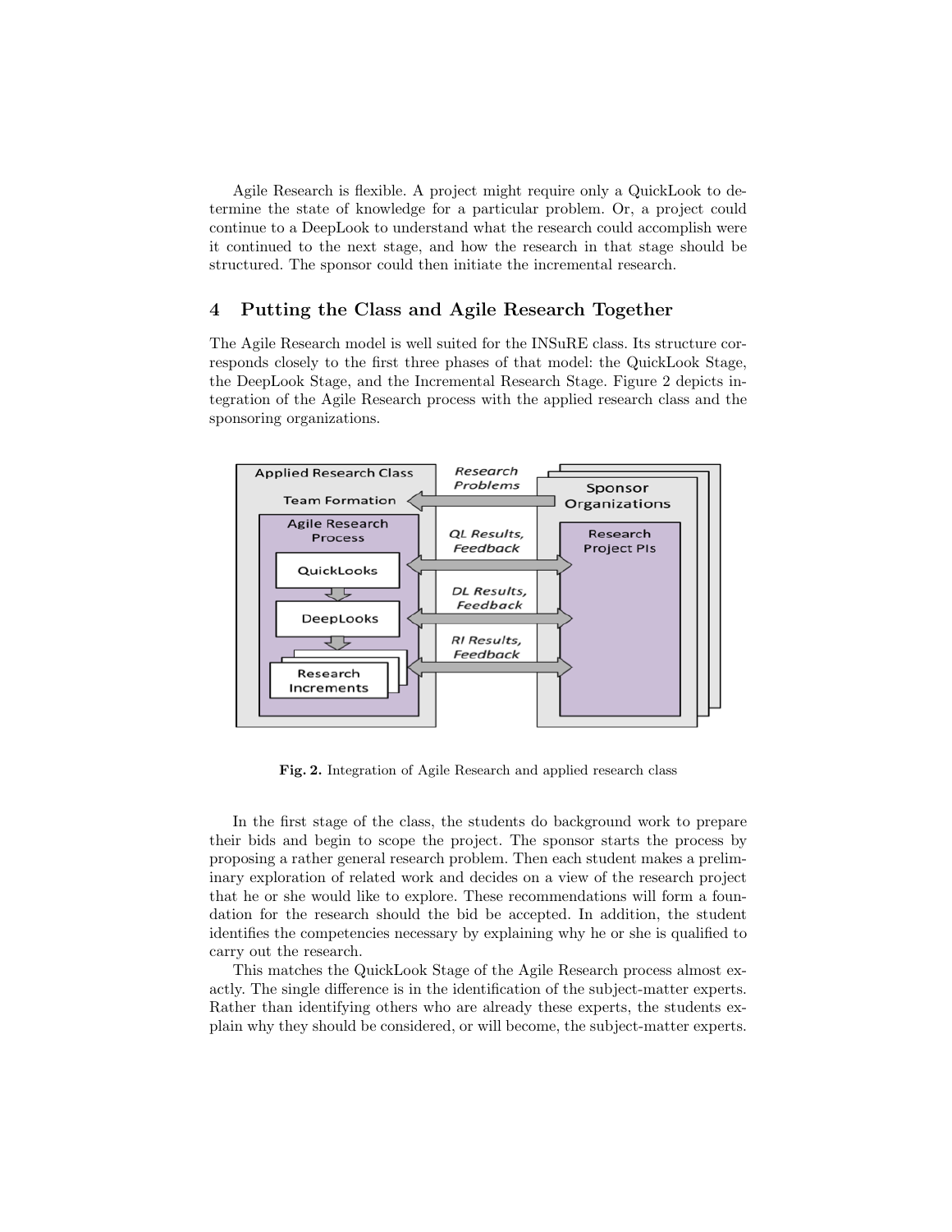Agile Research is flexible. A project might require only a QuickLook to determine the state of knowledge for a particular problem. Or, a project could continue to a DeepLook to understand what the research could accomplish were it continued to the next stage, and how the research in that stage should be structured. The sponsor could then initiate the incremental research.

## 4 Putting the Class and Agile Research Together

The Agile Research model is well suited for the INSuRE class. Its structure corresponds closely to the first three phases of that model: the QuickLook Stage, the DeepLook Stage, and the Incremental Research Stage. Figure 2 depicts integration of the Agile Research process with the applied research class and the sponsoring organizations.

**Fig. 2.** Integration of Agile Research and applied research class

In the first stage of the class, the students do background work to prepare their bids and begin to scope the project. The sponsor starts the process by proposing a rather general research problem. Then each student makes a preliminary exploration of related work and decides on a view of the research project that he or she would like to explore. These recommendations will form a foundation for the research should the bid be accepted. In addition, the student identifies the competencies necessary by explaining why he or she is qualified to carry out the research.

This matches the QuickLook Stage of the Agile Research process almost exactly. The single difference is in the identification of the subject-matter experts. Rather than identifying others who are already these experts, the students explain why they should be considered, or will become, the subject-matter experts.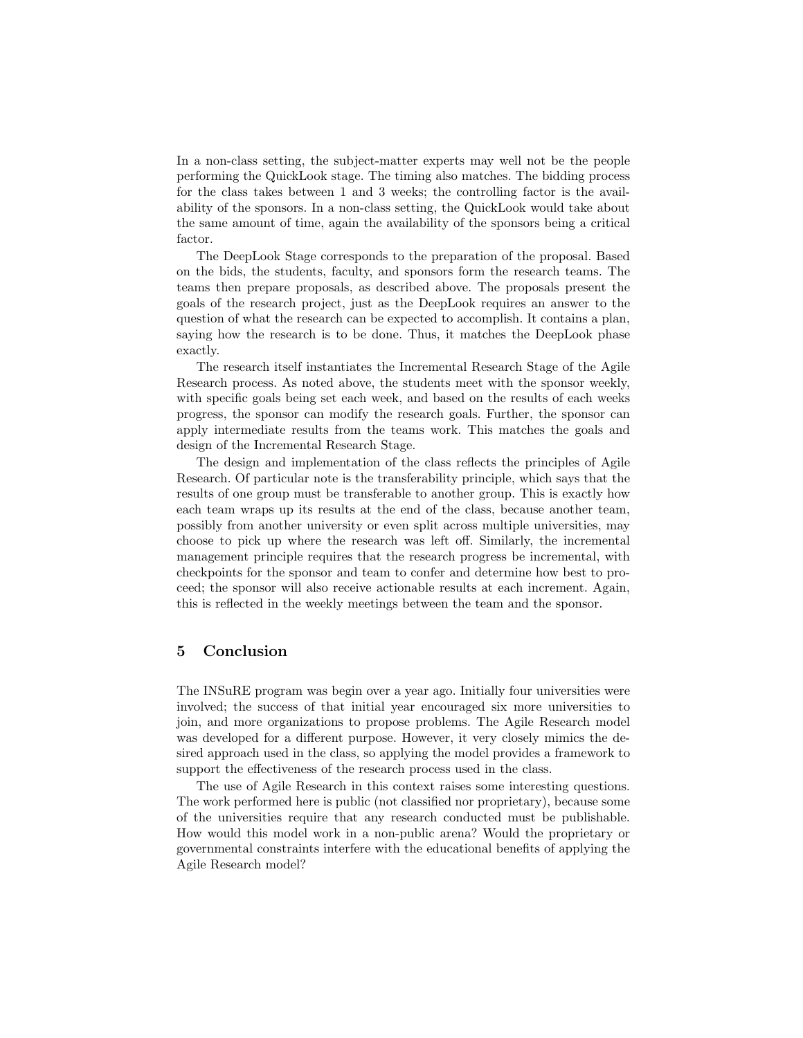In a non-class setting, the subject-matter experts may well not be the people performing the QuickLook stage. The timing also matches. The bidding process for the class takes between 1 and 3 weeks; the controlling factor is the availability of the sponsors. In a non-class setting, the QuickLook would take about the same amount of time, again the availability of the sponsors being a critical factor.

The DeepLook Stage corresponds to the preparation of the proposal. Based on the bids, the students, faculty, and sponsors form the research teams. The teams then prepare proposals, as described above. The proposals present the goals of the research project, just as the DeepLook requires an answer to the question of what the research can be expected to accomplish. It contains a plan, saying how the research is to be done. Thus, it matches the DeepLook phase exactly.

The research itself instantiates the Incremental Research Stage of the Agile Research process. As noted above, the students meet with the sponsor weekly, with specific goals being set each week, and based on the results of each weeks progress, the sponsor can modify the research goals. Further, the sponsor can apply intermediate results from the teams work. This matches the goals and design of the Incremental Research Stage.

The design and implementation of the class reflects the principles of Agile Research. Of particular note is the transferability principle, which says that the results of one group must be transferable to another group. This is exactly how each team wraps up its results at the end of the class, because another team, possibly from another university or even split across multiple universities, may choose to pick up where the research was left off. Similarly, the incremental management principle requires that the research progress be incremental, with checkpoints for the sponsor and team to confer and determine how best to proceed; the sponsor will also receive actionable results at each increment. Again, this is reflected in the weekly meetings between the team and the sponsor.

## 5 Conclusion

The INSuRE program was begin over a year ago. Initially four universities were involved; the success of that initial year encouraged six more universities to join, and more organizations to propose problems. The Agile Research model was developed for a different purpose. However, it very closely mimics the desired approach used in the class, so applying the model provides a framework to support the effectiveness of the research process used in the class.

The use of Agile Research in this context raises some interesting questions. The work performed here is public (not classified nor proprietary), because some of the universities require that any research conducted must be publishable. How would this model work in a non-public arena? Would the proprietary or governmental constraints interfere with the educational benefits of applying the Agile Research model?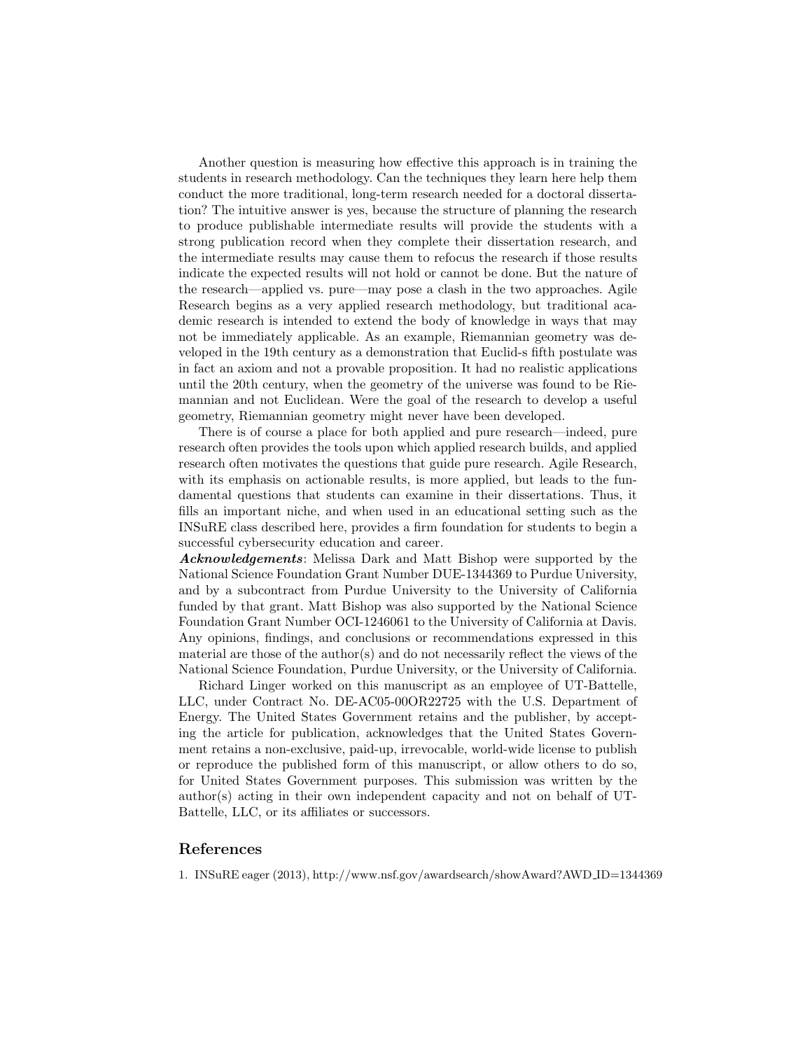Another question is measuring how effective this approach is in training the students in research methodology. Can the techniques they learn here help them conduct the more traditional, long-term research needed for a doctoral dissertation? The intuitive answer is yes, because the structure of planning the research to produce publishable intermediate results will provide the students with a strong publication record when they complete their dissertation research, and the intermediate results may cause them to refocus the research if those results indicate the expected results will not hold or cannot be done. But the nature of the research—applied vs. pure—may pose a clash in the two approaches. Agile Research begins as a very applied research methodology, but traditional academic research is intended to extend the body of knowledge in ways that may not be immediately applicable. As an example, Riemannian geometry was developed in the 19th century as a demonstration that Euclid-s fifth postulate was in fact an axiom and not a provable proposition. It had no realistic applications until the 20th century, when the geometry of the universe was found to be Riemannian and not Euclidean. Were the goal of the research to develop a useful geometry, Riemannian geometry might never have been developed.

There is of course a place for both applied and pure research—indeed, pure research often provides the tools upon which applied research builds, and applied research often motivates the questions that guide pure research. Agile Research, with its emphasis on actionable results, is more applied, but leads to the fundamental questions that students can examine in their dissertations. Thus, it fills an important niche, and when used in an educational setting such as the INSuRE class described here, provides a firm foundation for students to begin a successful cybersecurity education and career.

***Acknowledgements***: Melissa Dark and Matt Bishop were supported by the National Science Foundation Grant Number DUE-1344369 to Purdue University, and by a subcontract from Purdue University to the University of California funded by that grant. Matt Bishop was also supported by the National Science Foundation Grant Number OCI-1246061 to the University of California at Davis. Any opinions, findings, and conclusions or recommendations expressed in this material are those of the author(s) and do not necessarily reflect the views of the National Science Foundation, Purdue University, or the University of California.

Richard Linger worked on this manuscript as an employee of UT-Battelle, LLC, under Contract No. DE-AC05-00OR22725 with the U.S. Department of Energy. The United States Government retains and the publisher, by accepting the article for publication, acknowledges that the United States Government retains a non-exclusive, paid-up, irrevocable, world-wide license to publish or reproduce the published form of this manuscript, or allow others to do so, for United States Government purposes. This submission was written by the author(s) acting in their own independent capacity and not on behalf of UT-Battelle, LLC, or its affiliates or successors.

## References

1. INSuRE eager (2013), http://www.nsf.gov/awardsearch/showAward?AWD_ID=1344369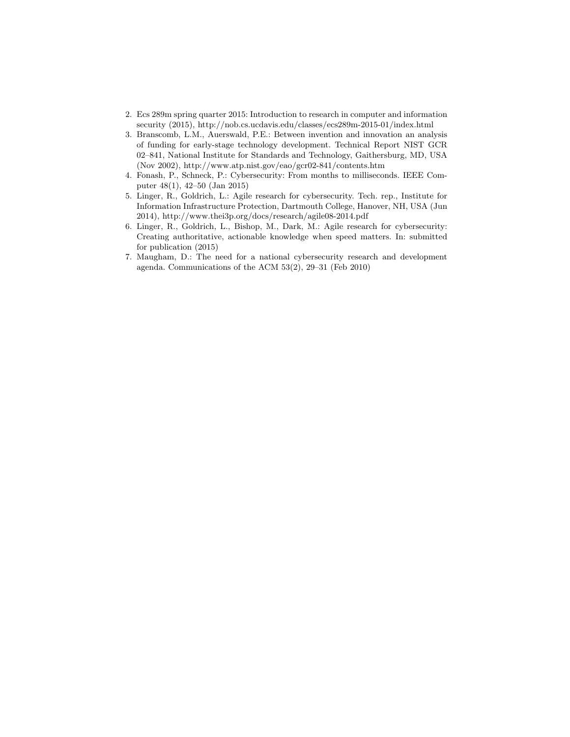2. Ecs 289m spring quarter 2015: Introduction to research in computer and information security (2015), http://nob.cs.ucdavis.edu/classes/ecs289m-2015-01/index.html
3. Branscomb, L.M., Auerswald, P.E.: Between invention and innovation an analysis of funding for early-stage technology development. Technical Report NIST GCR 02–841, National Institute for Standards and Technology, Gaithersburg, MD, USA (Nov 2002), http://www.atp.nist.gov/eao/gcr02-841/contents.htm
4. Fonash, P., Schneck, P.: Cybersecurity: From months to milliseconds. IEEE Computer 48(1), 42–50 (Jan 2015)
5. Linger, R., Goldrich, L.: Agile research for cybersecurity. Tech. rep., Institute for Information Infrastructure Protection, Dartmouth College, Hanover, NH, USA (Jun 2014), http://www.thei3p.org/docs/research/agile08-2014.pdf
6. Linger, R., Goldrich, L., Bishop, M., Dark, M.: Agile research for cybersecurity: Creating authoritative, actionable knowledge when speed matters. In: submitted for publication (2015)
7. Maugham, D.: The need for a national cybersecurity research and development agenda. Communications of the ACM 53(2), 29–31 (Feb 2010)